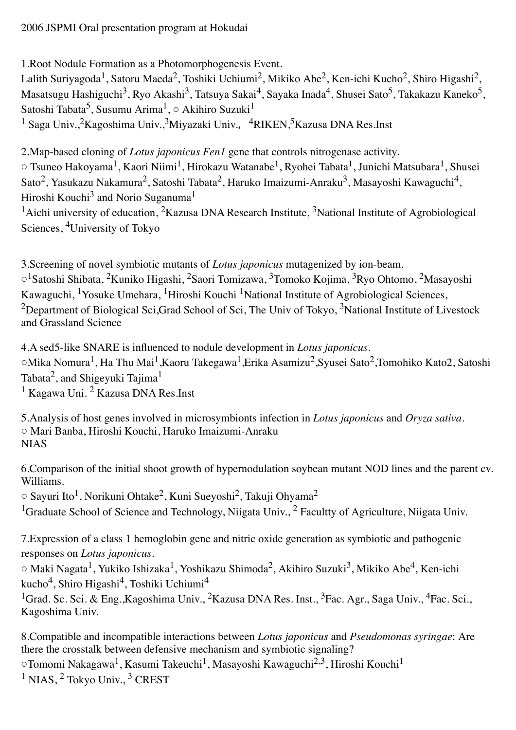2006 JSPMI Oral presentation program at Hokudai

1.Root Nodule Formation as a Photomorphogenesis Event.
Lalith Suriyagoda[1], Satoru Maeda[2], Toshiki Uchiumi[2], Mikiko Abe[2], Ken-ichi Kucho[2], Shiro Higashi[2], Masatsugu Hashiguchi[3], Ryo Akashi[3], Tatsuya Sakai[4], Sayaka Inada[4], Shusei Sato[5], Takakazu Kaneko[5], Satoshi Tabata[5], Susumu Arima[1], ○ Akihiro Suzuki[1]
[1] Saga Univ.,[2]Kagoshima Univ.,[3]Miyazaki Univ., [4]RIKEN,[5]Kazusa DNA Res.Inst

2.Map-based cloning of *Lotus japonicus Fen1* gene that controls nitrogenase activity.
○ Tsuneo Hakoyama[1], Kaori Niimi[1], Hirokazu Watanabe[1], Ryohei Tabata[1], Junichi Matsubara[1], Shusei Sato[2], Yasukazu Nakamura[2], Satoshi Tabata[2], Haruko Imaizumi-Anraku[3], Masayoshi Kawaguchi[4], Hiroshi Kouchi[3] and Norio Suganuma[1]
[1]Aichi university of education, [2]Kazusa DNA Research Institute, [3]National Institute of Agrobiological Sciences, [4]University of Tokyo

3.Screening of novel symbiotic mutants of *Lotus japonicus* mutagenized by ion-beam.
○[1]Satoshi Shibata, [2]Kuniko Higashi, [2]Saori Tomizawa, [3]Tomoko Kojima, [3]Ryo Ohtomo, [2]Masayoshi Kawaguchi, [1]Yosuke Umehara, [1]Hiroshi Kouchi [1]National Institute of Agrobiological Sciences, [2]Department of Biological Sci,Grad School of Sci, The Univ of Tokyo, [3]National Institute of Livestock and Grassland Science

4.A sed5-like SNARE is influenced to nodule development in *Lotus japonicus*.
○Mika Nomura[1], Ha Thu Mai[1],Kaoru Takegawa[1],Erika Asamizu[2],Syusei Sato[2],Tomohiko Kato2, Satoshi Tabata[2], and Shigeyuki Tajima[1]
[1] Kagawa Uni. [2] Kazusa DNA Res.Inst

5.Analysis of host genes involved in microsymbionts infection in *Lotus japonicus* and *Oryza sativa*.
○ Mari Banba, Hiroshi Kouchi, Haruko Imaizumi-Anraku
NIAS

6.Comparison of the initial shoot growth of hypernodulation soybean mutant NOD lines and the parent cv. Williams.
○ Sayuri Ito[1], Norikuni Ohtake[2], Kuni Sueyoshi[2], Takuji Ohyama[2]
[1]Graduate School of Science and Technology, Niigata Univ., [2] Facultty of Agriculture, Niigata Univ.

7.Expression of a class 1 hemoglobin gene and nitric oxide generation as symbiotic and pathogenic responses on *Lotus japonicus*.
○ Maki Nagata[1], Yukiko Ishizaka[1], Yoshikazu Shimoda[2], Akihiro Suzuki[3], Mikiko Abe[4], Ken-ichi kucho[4], Shiro Higashi[4], Toshiki Uchiumi[4]
[1]Grad. Sc. Sci. & Eng.,Kagoshima Univ., [2]Kazusa DNA Res. Inst., [3]Fac. Agr., Saga Univ., [4]Fac. Sci., Kagoshima Univ.

8.Compatible and incompatible interactions between *Lotus japonicus* and *Pseudomonas syringae*: Are there the crosstalk between defensive mechanism and symbiotic signaling?
○Tomomi Nakagawa[1], Kasumi Takeuchi[1], Masayoshi Kawaguchi[2,3], Hiroshi Kouchi[1]
[1] NIAS, [2] Tokyo Univ., [3] CREST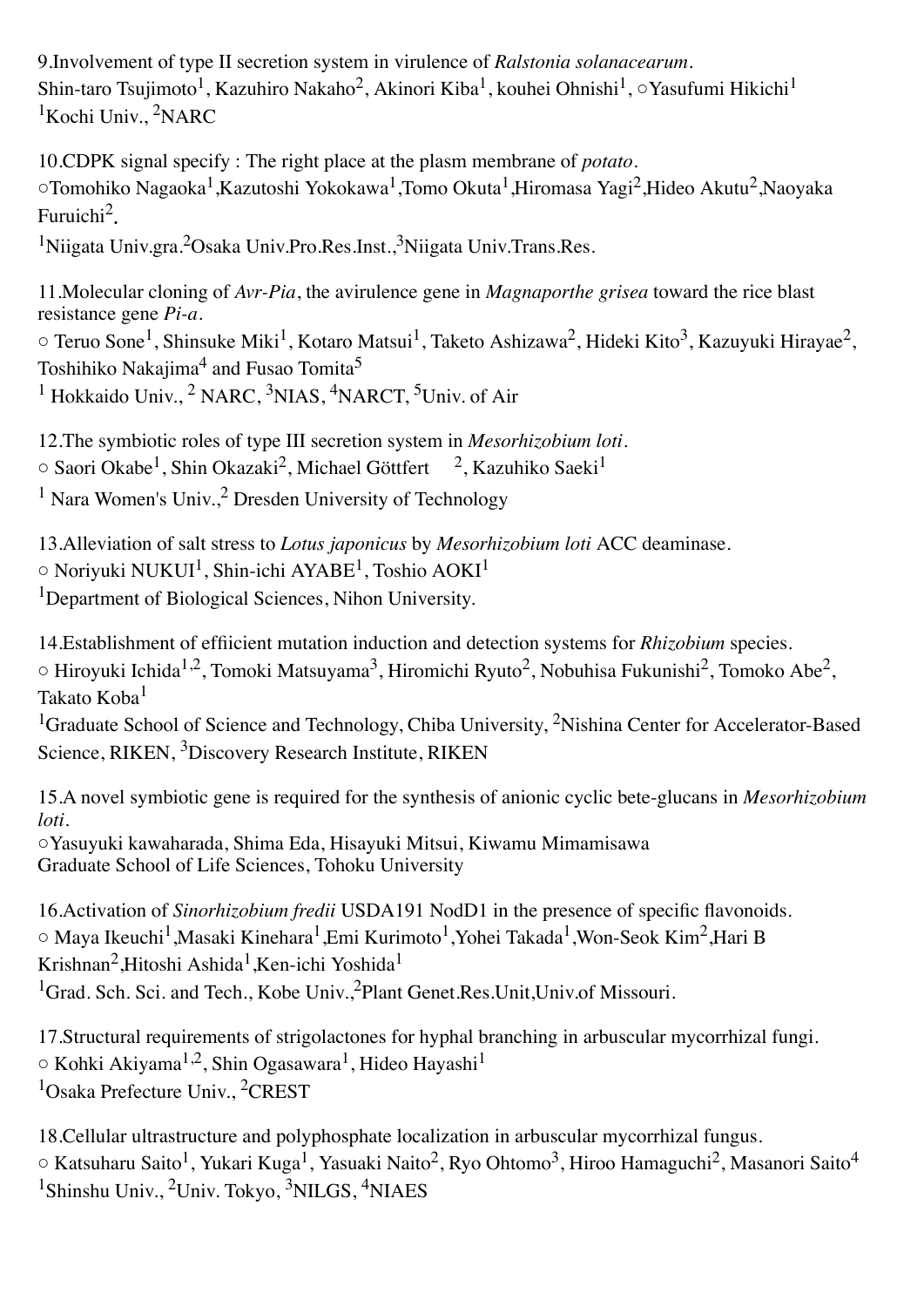9.Involvement of type II secretion system in virulence of *Ralstonia solanacearum*.
Shin-taro Tsujimoto[1], Kazuhiro Nakaho[2], Akinori Kiba[1], kouhei Ohnishi[1], ○Yasufumi Hikichi[1]
[1]Kochi Univ., [2]NARC

10.CDPK signal specify : The right place at the plasm membrane of *potato*.
○Tomohiko Nagaoka[1],Kazutoshi Yokokawa[1],Tomo Okuta[1],Hiromasa Yagi[2],Hideo Akutu[2],Naoyaka Furuichi[2].
[1]Niigata Univ.gra.[2]Osaka Univ.Pro.Res.Inst.,[3]Niigata Univ.Trans.Res.

11.Molecular cloning of *Avr-Pia*, the avirulence gene in *Magnaporthe grisea* toward the rice blast resistance gene *Pi-a*.
○ Teruo Sone[1], Shinsuke Miki[1], Kotaro Matsui[1], Taketo Ashizawa[2], Hideki Kito[3], Kazuyuki Hirayae[2], Toshihiko Nakajima[4] and Fusao Tomita[5]
[1] Hokkaido Univ., [2] NARC, [3]NIAS, [4]NARCT, [5]Univ. of Air

12.The symbiotic roles of type III secretion system in *Mesorhizobium loti*.
○ Saori Okabe[1], Shin Okazaki[2], Michael Göttfert [2], Kazuhiko Saeki[1]
[1] Nara Women's Univ.,[2] Dresden University of Technology

13.Alleviation of salt stress to *Lotus japonicus* by *Mesorhizobium loti* ACC deaminase.
○ Noriyuki NUKUI[1], Shin-ichi AYABE[1], Toshio AOKI[1]
[1]Department of Biological Sciences, Nihon University.

14.Establishment of effiicient mutation induction and detection systems for *Rhizobium* species.
○ Hiroyuki Ichida[1,2], Tomoki Matsuyama[3], Hiromichi Ryuto[2], Nobuhisa Fukunishi[2], Tomoko Abe[2], Takato Koba[1]
[1]Graduate School of Science and Technology, Chiba University, [2]Nishina Center for Accelerator-Based Science, RIKEN, [3]Discovery Research Institute, RIKEN

15.A novel symbiotic gene is required for the synthesis of anionic cyclic bete-glucans in *Mesorhizobium loti*.
○Yasuyuki kawaharada, Shima Eda, Hisayuki Mitsui, Kiwamu Mimamisawa
Graduate School of Life Sciences, Tohoku University

16.Activation of *Sinorhizobium fredii* USDA191 NodD1 in the presence of specific flavonoids.
○ Maya Ikeuchi[1],Masaki Kinehara[1],Emi Kurimoto[1],Yohei Takada[1],Won-Seok Kim[2],Hari B Krishnan[2],Hitoshi Ashida[1],Ken-ichi Yoshida[1]
[1]Grad. Sch. Sci. and Tech., Kobe Univ.,[2]Plant Genet.Res.Unit,Univ.of Missouri.

17.Structural requirements of strigolactones for hyphal branching in arbuscular mycorrhizal fungi.
○ Kohki Akiyama[1,2], Shin Ogasawara[1], Hideo Hayashi[1]
[1]Osaka Prefecture Univ., [2]CREST

18.Cellular ultrastructure and polyphosphate localization in arbuscular mycorrhizal fungus.
○ Katsuharu Saito[1], Yukari Kuga[1], Yasuaki Naito[2], Ryo Ohtomo[3], Hiroo Hamaguchi[2], Masanori Saito[4]
[1]Shinshu Univ., [2]Univ. Tokyo, [3]NILGS, [4]NIAES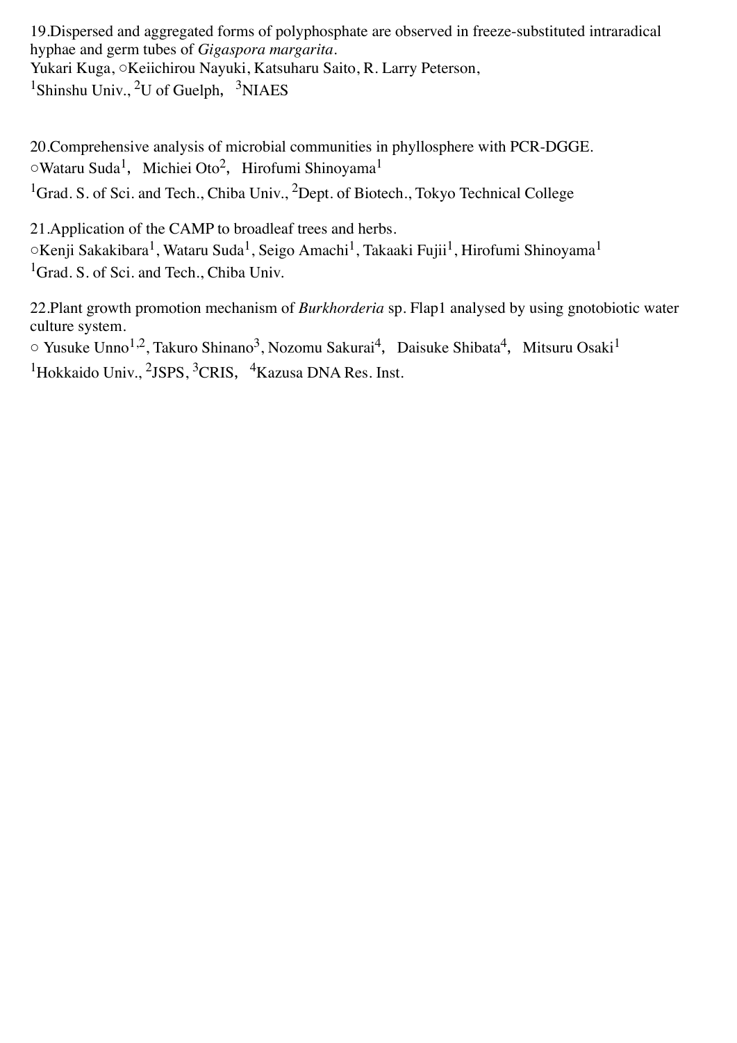19.Dispersed and aggregated forms of polyphosphate are observed in freeze-substituted intraradical hyphae and germ tubes of *Gigaspora margarita*.
Yukari Kuga, ○Keiichirou Nayuki, Katsuharu Saito, R. Larry Peterson,
[1]Shinshu Univ., [2]U of Guelph, [3]NIAES

20.Comprehensive analysis of microbial communities in phyllosphere with PCR-DGGE.
○Wataru Suda[1], Michiei Oto[2], Hirofumi Shinoyama[1]
[1]Grad. S. of Sci. and Tech., Chiba Univ., [2]Dept. of Biotech., Tokyo Technical College

21.Application of the CAMP to broadleaf trees and herbs.
○Kenji Sakakibara[1], Wataru Suda[1], Seigo Amachi[1], Takaaki Fujii[1], Hirofumi Shinoyama[1]
[1]Grad. S. of Sci. and Tech., Chiba Univ.

22.Plant growth promotion mechanism of *Burkhorderia* sp. Flap1 analysed by using gnotobiotic water culture system.
○ Yusuke Unno[1,2], Takuro Shinano[3], Nozomu Sakurai[4], Daisuke Shibata[4], Mitsuru Osaki[1]
[1]Hokkaido Univ., [2]JSPS, [3]CRIS, [4]Kazusa DNA Res. Inst.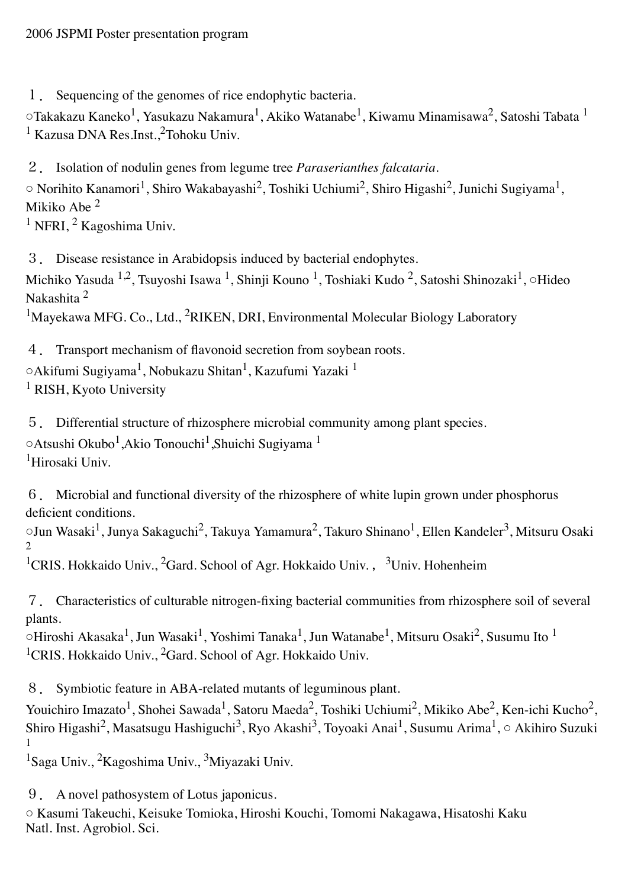2006 JSPMI Poster presentation program

１． Sequencing of the genomes of rice endophytic bacteria.

○Takakazu Kaneko[1], Yasukazu Nakamura[1], Akiko Watanabe[1], Kiwamu Minamisawa[2], Satoshi Tabata [1]
[1] Kazusa DNA Res.Inst.,[2]Tohoku Univ.

２． Isolation of nodulin genes from legume tree *Paraserianthes falcataria*.

○ Norihito Kanamori[1], Shiro Wakabayashi[2], Toshiki Uchiumi[2], Shiro Higashi[2], Junichi Sugiyama[1], Mikiko Abe [2]
[1] NFRI, [2] Kagoshima Univ.

３． Disease resistance in Arabidopsis induced by bacterial endophytes.

Michiko Yasuda [1,2], Tsuyoshi Isawa [1], Shinji Kouno [1], Toshiaki Kudo [2], Satoshi Shinozaki[1], ○Hideo Nakashita [2]
[1]Mayekawa MFG. Co., Ltd., [2]RIKEN, DRI, Environmental Molecular Biology Laboratory

４． Transport mechanism of flavonoid secretion from soybean roots.

○Akifumi Sugiyama[1], Nobukazu Shitan[1], Kazufumi Yazaki [1]
[1] RISH, Kyoto University

５． Differential structure of rhizosphere microbial community among plant species.

○Atsushi Okubo[1],Akio Tonouchi[1],Shuichi Sugiyama [1]
[1]Hirosaki Univ.

６． Microbial and functional diversity of the rhizosphere of white lupin grown under phosphorus deficient conditions.

○Jun Wasaki[1], Junya Sakaguchi[2], Takuya Yamamura[2], Takuro Shinano[1], Ellen Kandeler[3], Mitsuru Osaki [2]
[1]CRIS. Hokkaido Univ., [2]Gard. School of Agr. Hokkaido Univ., [3]Univ. Hohenheim

７． Characteristics of culturable nitrogen-fixing bacterial communities from rhizosphere soil of several plants.

○Hiroshi Akasaka[1], Jun Wasaki[1], Yoshimi Tanaka[1], Jun Watanabe[1], Mitsuru Osaki[2], Susumu Ito [1]
[1]CRIS. Hokkaido Univ., [2]Gard. School of Agr. Hokkaido Univ.

８． Symbiotic feature in ABA-related mutants of leguminous plant.

Youichiro Imazato[1], Shohei Sawada[1], Satoru Maeda[2], Toshiki Uchiumi[2], Mikiko Abe[2], Ken-ichi Kucho[2], Shiro Higashi[2], Masatsugu Hashiguchi[3], Ryo Akashi[3], Toyoaki Anai[1], Susumu Arima[1], ○ Akihiro Suzuki [1]
[1]Saga Univ., [2]Kagoshima Univ., [3]Miyazaki Univ.

９． A novel pathosystem of Lotus japonicus.

○ Kasumi Takeuchi, Keisuke Tomioka, Hiroshi Kouchi, Tomomi Nakagawa, Hisatoshi Kaku
Natl. Inst. Agrobiol. Sci.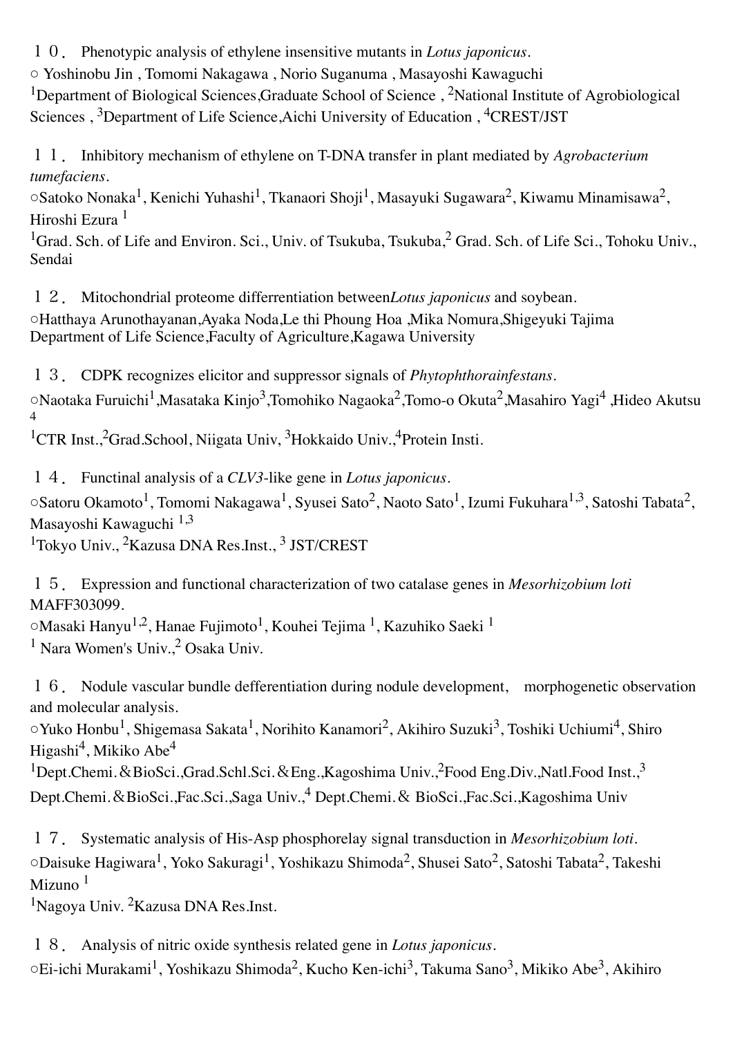１０． Phenotypic analysis of ethylene insensitive mutants in *Lotus japonicus*.
○ Yoshinobu Jin , Tomomi Nakagawa , Norio Suganuma , Masayoshi Kawaguchi
[1]Department of Biological Sciences,Graduate School of Science , [2]National Institute of Agrobiological Sciences , [3]Department of Life Science,Aichi University of Education , [4]CREST/JST

１１． Inhibitory mechanism of ethylene on T-DNA transfer in plant mediated by *Agrobacterium tumefaciens*.
○Satoko Nonaka[1], Kenichi Yuhashi[1], Tkanaori Shoji[1], Masayuki Sugawara[2], Kiwamu Minamisawa[2], Hiroshi Ezura [1]
[1]Grad. Sch. of Life and Environ. Sci., Univ. of Tsukuba, Tsukuba,[2] Grad. Sch. of Life Sci., Tohoku Univ., Sendai

１２． Mitochondrial proteome differrentiation between*Lotus japonicus* and soybean.
○Hatthaya Arunothayanan,Ayaka Noda,Le thi Phoung Hoa ,Mika Nomura,Shigeyuki Tajima
Department of Life Science,Faculty of Agriculture,Kagawa University

１３． CDPK recognizes elicitor and suppressor signals of *Phytophthorainfestans*.
○Naotaka Furuichi[1],Masataka Kinjo[3],Tomohiko Nagaoka[2],Tomo-o Okuta[2],Masahiro Yagi[4] ,Hideo Akutsu [4]
[1]CTR Inst.,[2]Grad.School, Niigata Univ, [3]Hokkaido Univ.,[4]Protein Insti.

１４． Functinal analysis of a *CLV3*-like gene in *Lotus japonicus*.
○Satoru Okamoto[1], Tomomi Nakagawa[1], Syusei Sato[2], Naoto Sato[1], Izumi Fukuhara[1,3], Satoshi Tabata[2], Masayoshi Kawaguchi [1,3]
[1]Tokyo Univ., [2]Kazusa DNA Res.Inst., [3] JST/CREST

１５． Expression and functional characterization of two catalase genes in *Mesorhizobium loti* MAFF303099.
○Masaki Hanyu[1,2], Hanae Fujimoto[1], Kouhei Tejima [1], Kazuhiko Saeki [1]
[1] Nara Women's Univ.,[2] Osaka Univ.

１６． Nodule vascular bundle defferentiation during nodule development,　morphogenetic observation and molecular analysis.
○Yuko Honbu[1], Shigemasa Sakata[1], Norihito Kanamori[2], Akihiro Suzuki[3], Toshiki Uchiumi[4], Shiro Higashi[4], Mikiko Abe[4]
[1]Dept.Chemi.＆BioSci.,Grad.Schl.Sci.＆Eng.,Kagoshima Univ.,[2]Food Eng.Div.,Natl.Food Inst.,[3] Dept.Chemi.＆BioSci.,Fac.Sci.,Saga Univ.,[4] Dept.Chemi.＆ BioSci.,Fac.Sci.,Kagoshima Univ

１７． Systematic analysis of His-Asp phosphorelay signal transduction in *Mesorhizobium loti*.
○Daisuke Hagiwara[1], Yoko Sakuragi[1], Yoshikazu Shimoda[2], Shusei Sato[2], Satoshi Tabata[2], Takeshi Mizuno [1]
[1]Nagoya Univ. [2]Kazusa DNA Res.Inst.

１８． Analysis of nitric oxide synthesis related gene in *Lotus japonicus*.
○Ei-ichi Murakami[1], Yoshikazu Shimoda[2], Kucho Ken-ichi[3], Takuma Sano[3], Mikiko Abe[3], Akihiro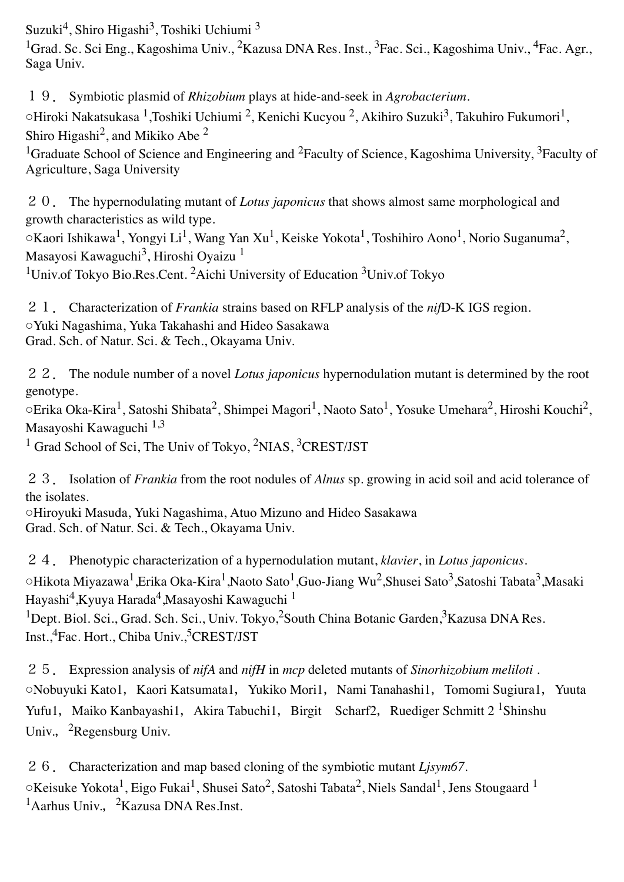Suzuki[4], Shiro Higashi[3], Toshiki Uchiumi [3]
[1]Grad. Sc. Sci Eng., Kagoshima Univ., [2]Kazusa DNA Res. Inst., [3]Fac. Sci., Kagoshima Univ., [4]Fac. Agr., Saga Univ.

１９．Symbiotic plasmid of *Rhizobium* plays at hide-and-seek in *Agrobacterium*.
○Hiroki Nakatsukasa [1],Toshiki Uchiumi [2], Kenichi Kucyou [2], Akihiro Suzuki[3], Takuhiro Fukumori[1], Shiro Higashi[2], and Mikiko Abe [2]
[1]Graduate School of Science and Engineering and [2]Faculty of Science, Kagoshima University, [3]Faculty of Agriculture, Saga University

２０．The hypernodulating mutant of *Lotus japonicus* that shows almost same morphological and growth characteristics as wild type.
○Kaori Ishikawa[1], Yongyi Li[1], Wang Yan Xu[1], Keiske Yokota[1], Toshihiro Aono[1], Norio Suganuma[2], Masayosi Kawaguchi[3], Hiroshi Oyaizu [1]
[1]Univ.of Tokyo Bio.Res.Cent. [2]Aichi University of Education [3]Univ.of Tokyo

２１．Characterization of *Frankia* strains based on RFLP analysis of the *nif*D-K IGS region.
○Yuki Nagashima, Yuka Takahashi and Hideo Sasakawa
Grad. Sch. of Natur. Sci. & Tech., Okayama Univ.

２２．The nodule number of a novel *Lotus japonicus* hypernodulation mutant is determined by the root genotype.
○Erika Oka-Kira[1], Satoshi Shibata[2], Shimpei Magori[1], Naoto Sato[1], Yosuke Umehara[2], Hiroshi Kouchi[2], Masayoshi Kawaguchi [1,3]
[1] Grad School of Sci, The Univ of Tokyo, [2]NIAS, [3]CREST/JST

２３．Isolation of *Frankia* from the root nodules of *Alnus* sp. growing in acid soil and acid tolerance of the isolates.
○Hiroyuki Masuda, Yuki Nagashima, Atuo Mizuno and Hideo Sasakawa
Grad. Sch. of Natur. Sci. & Tech., Okayama Univ.

２４．Phenotypic characterization of a hypernodulation mutant, *klavier*, in *Lotus japonicus*.
○Hikota Miyazawa[1],Erika Oka-Kira[1],Naoto Sato[1],Guo-Jiang Wu[2],Shusei Sato[3],Satoshi Tabata[3],Masaki Hayashi[4],Kyuya Harada[4],Masayoshi Kawaguchi [1]
[1]Dept. Biol. Sci., Grad. Sch. Sci., Univ. Tokyo,[2]South China Botanic Garden,[3]Kazusa DNA Res. Inst.,[4]Fac. Hort., Chiba Univ.,[5]CREST/JST

２５．Expression analysis of *nifA* and *nifH* in *mcp* deleted mutants of *Sinorhizobium meliloti* .
○Nobuyuki Kato1, Kaori Katsumata1, Yukiko Mori1, Nami Tanahashi1, Tomomi Sugiura1, Yuuta Yufu1, Maiko Kanbayashi1, Akira Tabuchi1, Birgit Scharf2, Ruediger Schmitt 2 [1]Shinshu Univ., [2]Regensburg Univ.

２６．Characterization and map based cloning of the symbiotic mutant *Ljsym67*.
○Keisuke Yokota[1], Eigo Fukai[1], Shusei Sato[2], Satoshi Tabata[2], Niels Sandal[1], Jens Stougaard [1]
[1]Aarhus Univ., [2]Kazusa DNA Res.Inst.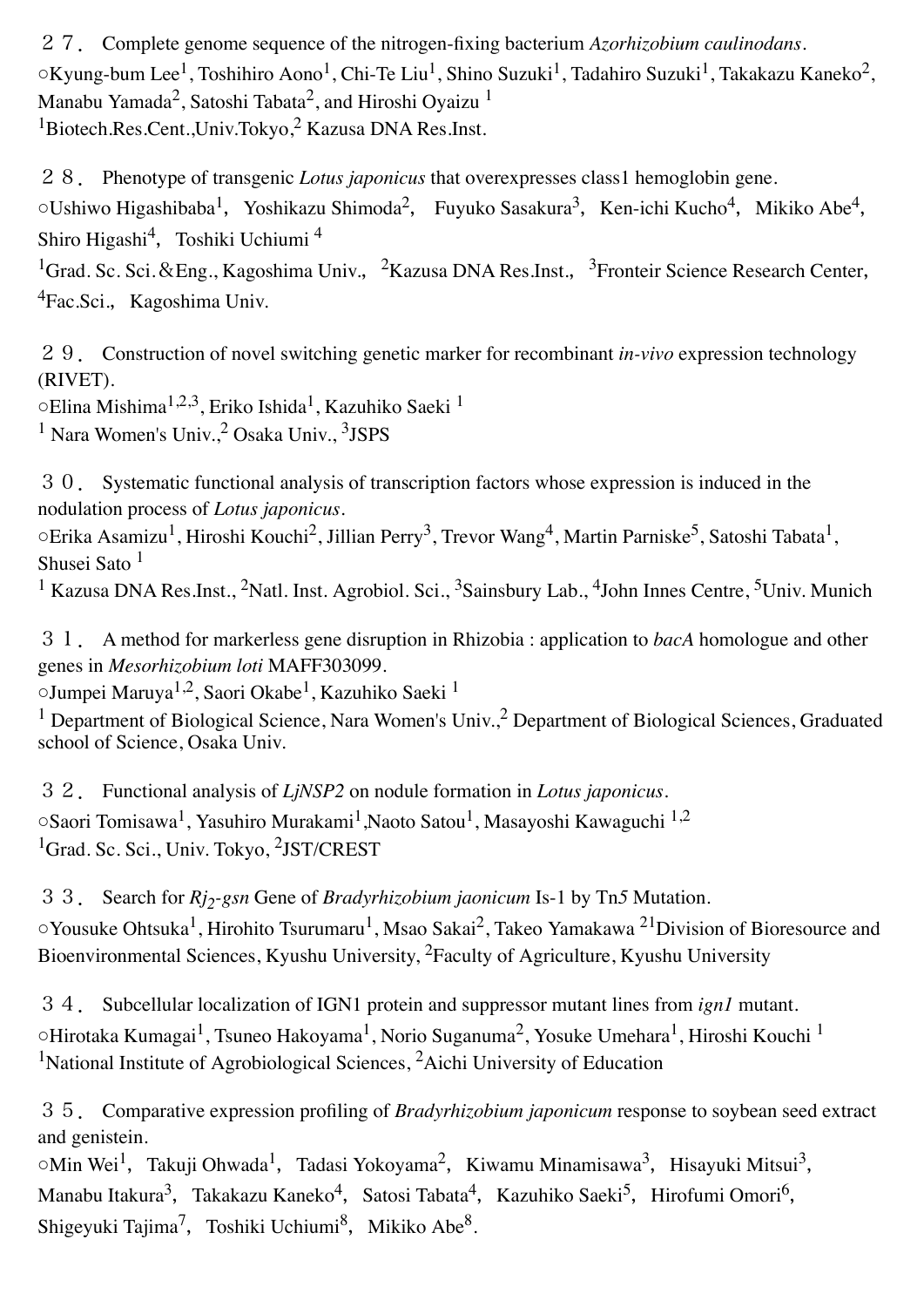２７． Complete genome sequence of the nitrogen-fixing bacterium *Azorhizobium caulinodans*.
○Kyung-bum Lee[1], Toshihiro Aono[1], Chi-Te Liu[1], Shino Suzuki[1], Tadahiro Suzuki[1], Takakazu Kaneko[2], Manabu Yamada[2], Satoshi Tabata[2], and Hiroshi Oyaizu [1]
[1]Biotech.Res.Cent.,Univ.Tokyo,[2] Kazusa DNA Res.Inst.

２８． Phenotype of transgenic *Lotus japonicus* that overexpresses class1 hemoglobin gene.
○Ushiwo Higashibaba[1], Yoshikazu Shimoda[2], Fuyuko Sasakura[3], Ken-ichi Kucho[4], Mikiko Abe[4], Shiro Higashi[4], Toshiki Uchiumi [4]
[1]Grad. Sc. Sci.＆Eng., Kagoshima Univ., [2]Kazusa DNA Res.Inst., [3]Fronteir Science Research Center, [4]Fac.Sci., Kagoshima Univ.

２９． Construction of novel switching genetic marker for recombinant *in-vivo* expression technology (RIVET).
○Elina Mishima[1,2,3], Eriko Ishida[1], Kazuhiko Saeki [1]
[1] Nara Women's Univ.,[2] Osaka Univ., [3]JSPS

３０． Systematic functional analysis of transcription factors whose expression is induced in the nodulation process of *Lotus japonicus*.
○Erika Asamizu[1], Hiroshi Kouchi[2], Jillian Perry[3], Trevor Wang[4], Martin Parniske[5], Satoshi Tabata[1], Shusei Sato [1]
[1] Kazusa DNA Res.Inst., [2]Natl. Inst. Agrobiol. Sci., [3]Sainsbury Lab., [4]John Innes Centre, [5]Univ. Munich

３１． A method for markerless gene disruption in Rhizobia : application to *bacA* homologue and other genes in *Mesorhizobium loti* MAFF303099.
○Jumpei Maruya[1,2], Saori Okabe[1], Kazuhiko Saeki [1]
[1] Department of Biological Science, Nara Women's Univ.,[2] Department of Biological Sciences, Graduated school of Science, Osaka Univ.

３２． Functional analysis of *LjNSP2* on nodule formation in *Lotus japonicus*.
○Saori Tomisawa[1], Yasuhiro Murakami[1],Naoto Satou[1], Masayoshi Kawaguchi [1,2]
[1]Grad. Sc. Sci., Univ. Tokyo, [2]JST/CREST

３３． Search for *Rj*$_2$*-gsn* Gene of *Bradyrhizobium jaonicum* Is-1 by Tn*5* Mutation.
○Yousuke Ohtsuka[1], Hirohito Tsurumaru[1], Msao Sakai[2], Takeo Yamakawa [2][1]Division of Bioresource and Bioenvironmental Sciences, Kyushu University, [2]Faculty of Agriculture, Kyushu University

３４． Subcellular localization of IGN1 protein and suppressor mutant lines from *ign1* mutant.
○Hirotaka Kumagai[1], Tsuneo Hakoyama[1], Norio Suganuma[2], Yosuke Umehara[1], Hiroshi Kouchi [1]
[1]National Institute of Agrobiological Sciences, [2]Aichi University of Education

３５． Comparative expression profiling of *Bradyrhizobium japonicum* response to soybean seed extract and genistein.
○Min Wei[1], Takuji Ohwada[1], Tadasi Yokoyama[2], Kiwamu Minamisawa[3], Hisayuki Mitsui[3], Manabu Itakura[3], Takakazu Kaneko[4], Satosi Tabata[4], Kazuhiko Saeki[5], Hirofumi Omori[6], Shigeyuki Tajima[7], Toshiki Uchiumi[8], Mikiko Abe[8].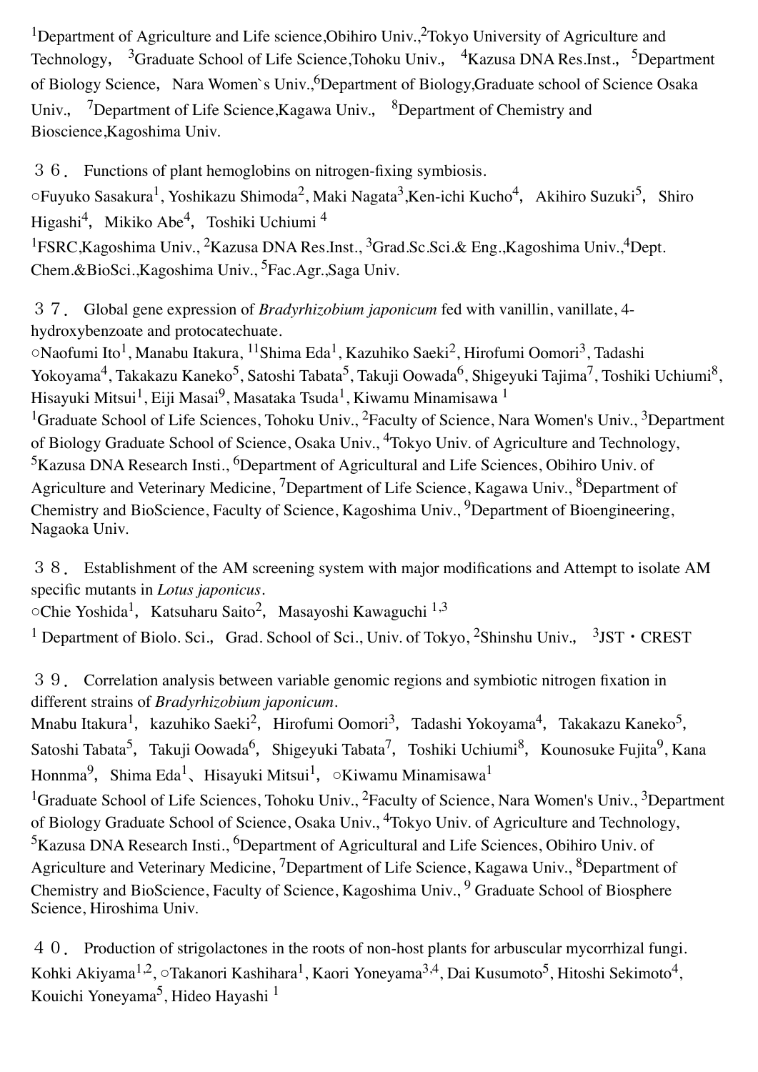[1]Department of Agriculture and Life science,Obihiro Univ.,[2]Tokyo University of Agriculture and Technology,　[3]Graduate School of Life Science,Tohoku Univ.,　[4]Kazusa DNA Res.Inst.,　[5]Department of Biology Science,　Nara Women`s Univ.,[6]Department of Biology,Graduate school of Science Osaka Univ.,　[7]Department of Life Science,Kagawa Univ.,　[8]Department of Chemistry and Bioscience,Kagoshima Univ.

３６．Functions of plant hemoglobins on nitrogen-fixing symbiosis.
○Fuyuko Sasakura[1], Yoshikazu Shimoda[2], Maki Nagata[3],Ken-ichi Kucho[4],　Akihiro Suzuki[5],　Shiro Higashi[4],　Mikiko Abe[4],　Toshiki Uchiumi [4]
[1]FSRC,Kagoshima Univ., [2]Kazusa DNA Res.Inst., [3]Grad.Sc.Sci.& Eng.,Kagoshima Univ.,[4]Dept. Chem.&BioSci.,Kagoshima Univ., [5]Fac.Agr.,Saga Univ.

３７．Global gene expression of *Bradyrhizobium japonicum* fed with vanillin, vanillate, 4-hydroxybenzoate and protocatechuate.
○Naofumi Ito[1], Manabu Itakura, [11]Shima Eda[1], Kazuhiko Saeki[2], Hirofumi Oomori[3], Tadashi Yokoyama[4], Takakazu Kaneko[5], Satoshi Tabata[5], Takuji Oowada[6], Shigeyuki Tajima[7], Toshiki Uchiumi[8], Hisayuki Mitsui[1], Eiji Masai[9], Masataka Tsuda[1], Kiwamu Minamisawa [1]
[1]Graduate School of Life Sciences, Tohoku Univ., [2]Faculty of Science, Nara Women's Univ., [3]Department of Biology Graduate School of Science, Osaka Univ., [4]Tokyo Univ. of Agriculture and Technology, [5]Kazusa DNA Research Insti., [6]Department of Agricultural and Life Sciences, Obihiro Univ. of Agriculture and Veterinary Medicine, [7]Department of Life Science, Kagawa Univ., [8]Department of Chemistry and BioScience, Faculty of Science, Kagoshima Univ., [9]Department of Bioengineering, Nagaoka Univ.

３８．Establishment of the AM screening system with major modifications and Attempt to isolate AM specific mutants in *Lotus japonicus*.
○Chie Yoshida[1],　Katsuharu Saito[2],　Masayoshi Kawaguchi [1,3]
[1] Department of Biolo. Sci.,　Grad. School of Sci., Univ. of Tokyo, [2]Shinshu Univ.,　[3]JST・CREST

３９．Correlation analysis between variable genomic regions and symbiotic nitrogen fixation in different strains of *Bradyrhizobium japonicum*.
Mnabu Itakura[1],　kazuhiko Saeki[2],　Hirofumi Oomori[3],　Tadashi Yokoyama[4],　Takakazu Kaneko[5],　Satoshi Tabata[5],　Takuji Oowada[6],　Shigeyuki Tabata[7],　Toshiki Uchiumi[8],　Kounosuke Fujita[9], Kana Honnma[9],　Shima Eda[1]、Hisayuki Mitsui[1],　○Kiwamu Minamisawa[1]
[1]Graduate School of Life Sciences, Tohoku Univ., [2]Faculty of Science, Nara Women's Univ., [3]Department of Biology Graduate School of Science, Osaka Univ., [4]Tokyo Univ. of Agriculture and Technology, [5]Kazusa DNA Research Insti., [6]Department of Agricultural and Life Sciences, Obihiro Univ. of Agriculture and Veterinary Medicine, [7]Department of Life Science, Kagawa Univ., [8]Department of Chemistry and BioScience, Faculty of Science, Kagoshima Univ., [9] Graduate School of Biosphere Science, Hiroshima Univ.

４０．Production of strigolactones in the roots of non-host plants for arbuscular mycorrhizal fungi.
Kohki Akiyama[1,2], ○Takanori Kashihara[1], Kaori Yoneyama[3,4], Dai Kusumoto[5], Hitoshi Sekimoto[4], Kouichi Yoneyama[5], Hideo Hayashi [1]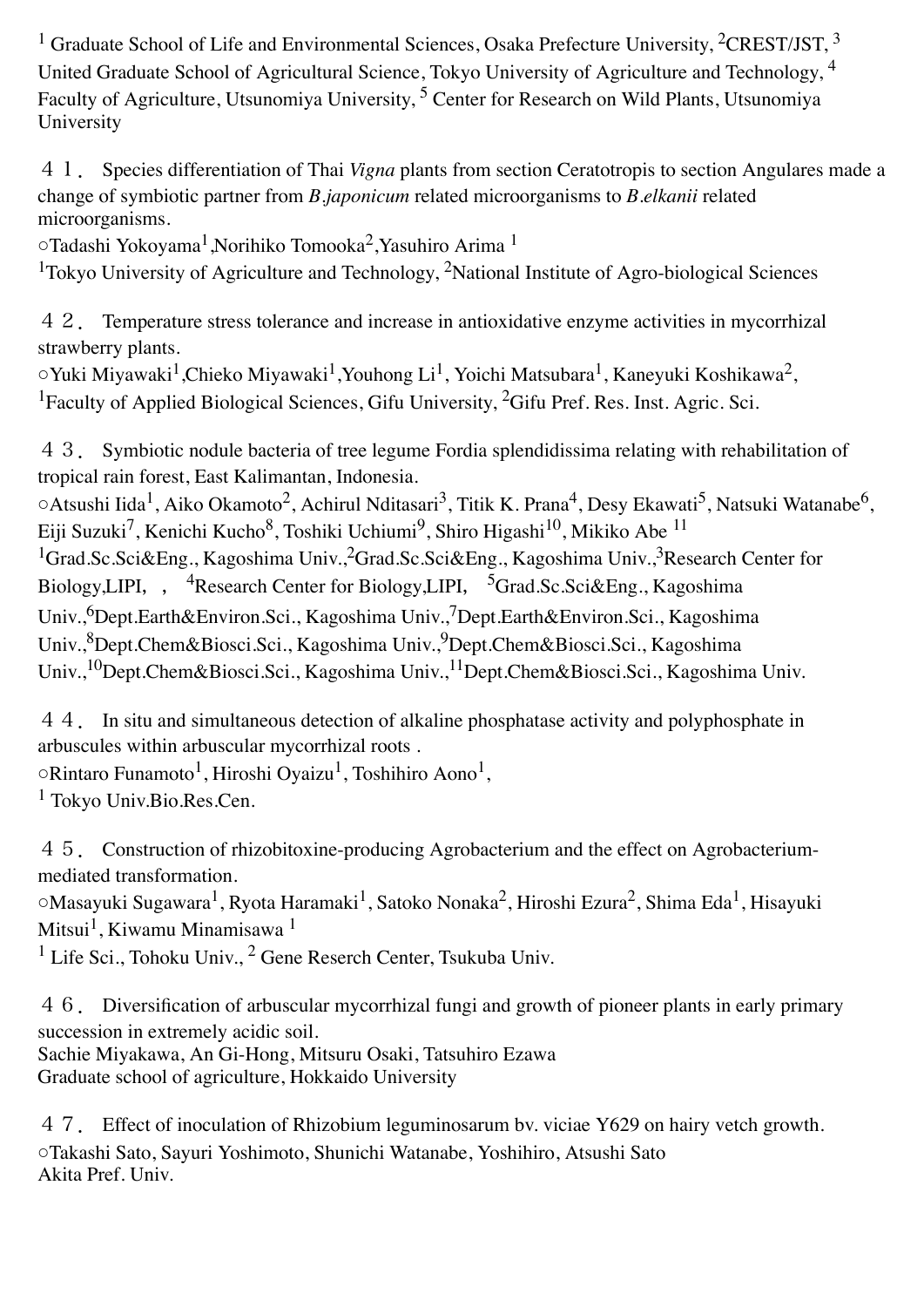[1] Graduate School of Life and Environmental Sciences, Osaka Prefecture University, [2]CREST/JST, [3] United Graduate School of Agricultural Science, Tokyo University of Agriculture and Technology, [4] Faculty of Agriculture, Utsunomiya University, [5] Center for Research on Wild Plants, Utsunomiya University

４１． Species differentiation of Thai *Vigna* plants from section Ceratotropis to section Angulares made a change of symbiotic partner from *B.japonicum* related microorganisms to *B.elkanii* related microorganisms.
○Tadashi Yokoyama[1],Norihiko Tomooka[2],Yasuhiro Arima [1]
[1]Tokyo University of Agriculture and Technology, [2]National Institute of Agro-biological Sciences

４２． Temperature stress tolerance and increase in antioxidative enzyme activities in mycorrhizal strawberry plants.
○Yuki Miyawaki[1],Chieko Miyawaki[1],Youhong Li[1], Yoichi Matsubara[1], Kaneyuki Koshikawa[2],
[1]Faculty of Applied Biological Sciences, Gifu University, [2]Gifu Pref. Res. Inst. Agric. Sci.

４３． Symbiotic nodule bacteria of tree legume Fordia splendidissima relating with rehabilitation of tropical rain forest, East Kalimantan, Indonesia.
○Atsushi Iida[1], Aiko Okamoto[2], Achirul Nditasari[3], Titik K. Prana[4], Desy Ekawati[5], Natsuki Watanabe[6], Eiji Suzuki[7], Kenichi Kucho[8], Toshiki Uchiumi[9], Shiro Higashi[10], Mikiko Abe [11]
[1]Grad.Sc.Sci&Eng., Kagoshima Univ.,[2]Grad.Sc.Sci&Eng., Kagoshima Univ.,[3]Research Center for Biology,LIPI, , [4]Research Center for Biology,LIPI, [5]Grad.Sc.Sci&Eng., Kagoshima Univ.,[6]Dept.Earth&Environ.Sci., Kagoshima Univ.,[7]Dept.Earth&Environ.Sci., Kagoshima Univ.,[8]Dept.Chem&Biosci.Sci., Kagoshima Univ.,[9]Dept.Chem&Biosci.Sci., Kagoshima Univ.,[10]Dept.Chem&Biosci.Sci., Kagoshima Univ.,[11]Dept.Chem&Biosci.Sci., Kagoshima Univ.

４４． In situ and simultaneous detection of alkaline phosphatase activity and polyphosphate in arbuscules within arbuscular mycorrhizal roots .
○Rintaro Funamoto[1], Hiroshi Oyaizu[1], Toshihiro Aono[1],
[1] Tokyo Univ.Bio.Res.Cen.

４５． Construction of rhizobitoxine-producing Agrobacterium and the effect on Agrobacterium-mediated transformation.
○Masayuki Sugawara[1], Ryota Haramaki[1], Satoko Nonaka[2], Hiroshi Ezura[2], Shima Eda[1], Hisayuki Mitsui[1], Kiwamu Minamisawa [1]
[1] Life Sci., Tohoku Univ., [2] Gene Reserch Center, Tsukuba Univ.

４６． Diversification of arbuscular mycorrhizal fungi and growth of pioneer plants in early primary succession in extremely acidic soil.
Sachie Miyakawa, An Gi-Hong, Mitsuru Osaki, Tatsuhiro Ezawa
Graduate school of agriculture, Hokkaido University

４７． Effect of inoculation of Rhizobium leguminosarum bv. viciae Y629 on hairy vetch growth.
○Takashi Sato, Sayuri Yoshimoto, Shunichi Watanabe, Yoshihiro, Atsushi Sato
Akita Pref. Univ.